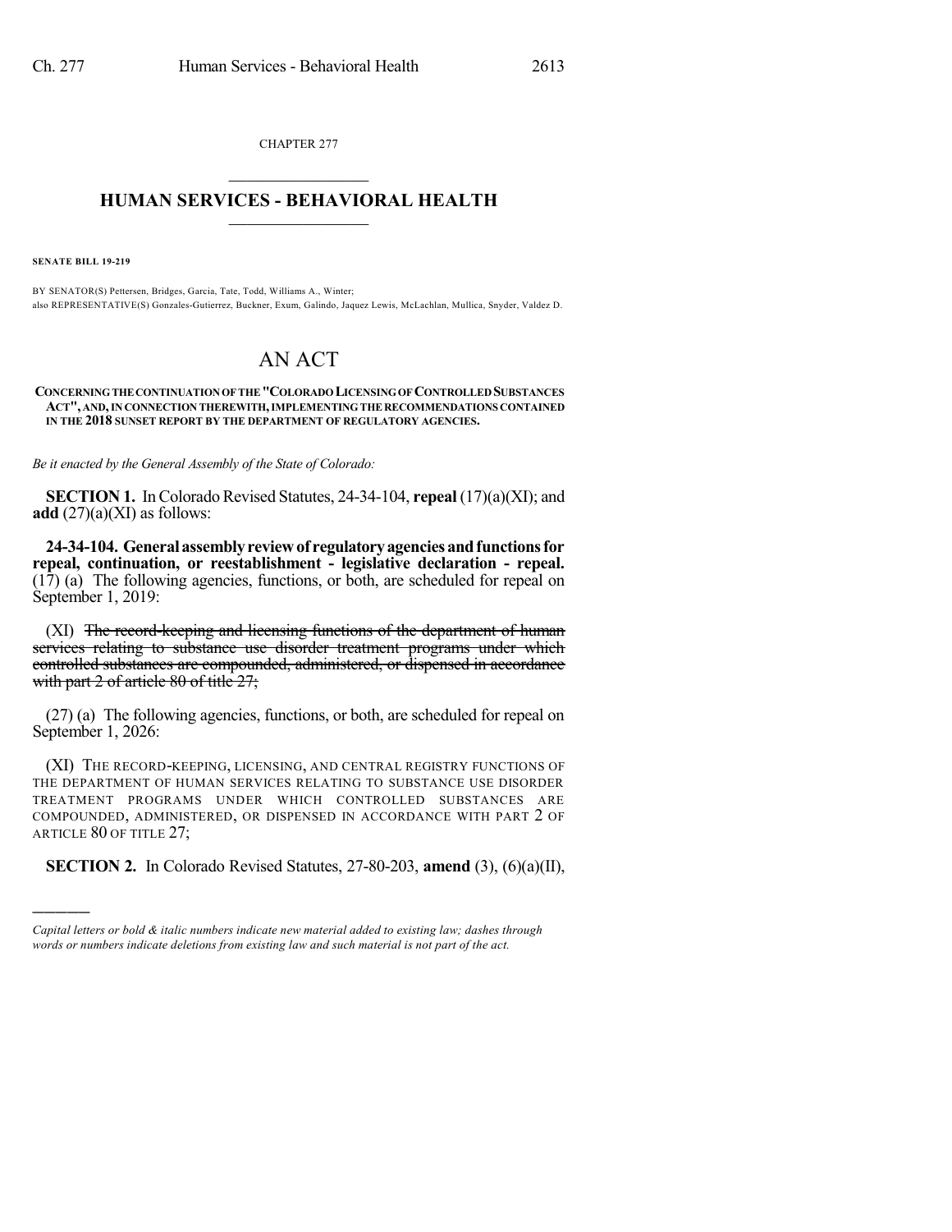CHAPTER 277

# HUMAN SERVICES - BEHAVIORAL HEALTH

**SENATE BILL 19-219**

BY SENATOR(S) Pettersen, Bridges, Garcia, Tate, Todd, Williams A., Winter;
also REPRESENTATIVE(S) Gonzales-Gutierrez, Buckner, Exum, Galindo, Jaquez Lewis, McLachlan, Mullica, Snyder, Valdez D.

# AN ACT

**CONCERNING THE CONTINUATION OF THE "COLORADO LICENSING OF CONTROLLED SUBSTANCES ACT", AND, IN CONNECTION THEREWITH, IMPLEMENTING THE RECOMMENDATIONS CONTAINED IN THE 2018 SUNSET REPORT BY THE DEPARTMENT OF REGULATORY AGENCIES.**

*Be it enacted by the General Assembly of the State of Colorado:*

**SECTION 1.** In Colorado Revised Statutes, 24-34-104, **repeal** (17)(a)(XI); and **add** (27)(a)(XI) as follows:

**24-34-104. General assembly review of regulatory agencies and functions for repeal, continuation, or reestablishment - legislative declaration - repeal.** (17) (a) The following agencies, functions, or both, are scheduled for repeal on September 1, 2019:

(XI) ~~The record-keeping and licensing functions of the department of human services relating to substance use disorder treatment programs under which controlled substances are compounded, administered, or dispensed in accordance with part 2 of article 80 of title 27;~~

(27) (a) The following agencies, functions, or both, are scheduled for repeal on September 1, 2026:

(XI) THE RECORD-KEEPING, LICENSING, AND CENTRAL REGISTRY FUNCTIONS OF THE DEPARTMENT OF HUMAN SERVICES RELATING TO SUBSTANCE USE DISORDER TREATMENT PROGRAMS UNDER WHICH CONTROLLED SUBSTANCES ARE COMPOUNDED, ADMINISTERED, OR DISPENSED IN ACCORDANCE WITH PART 2 OF ARTICLE 80 OF TITLE 27;

**SECTION 2.** In Colorado Revised Statutes, 27-80-203, **amend** (3), (6)(a)(II),

---

*Capital letters or bold & italic numbers indicate new material added to existing law; dashes through words or numbers indicate deletions from existing law and such material is not part of the act.*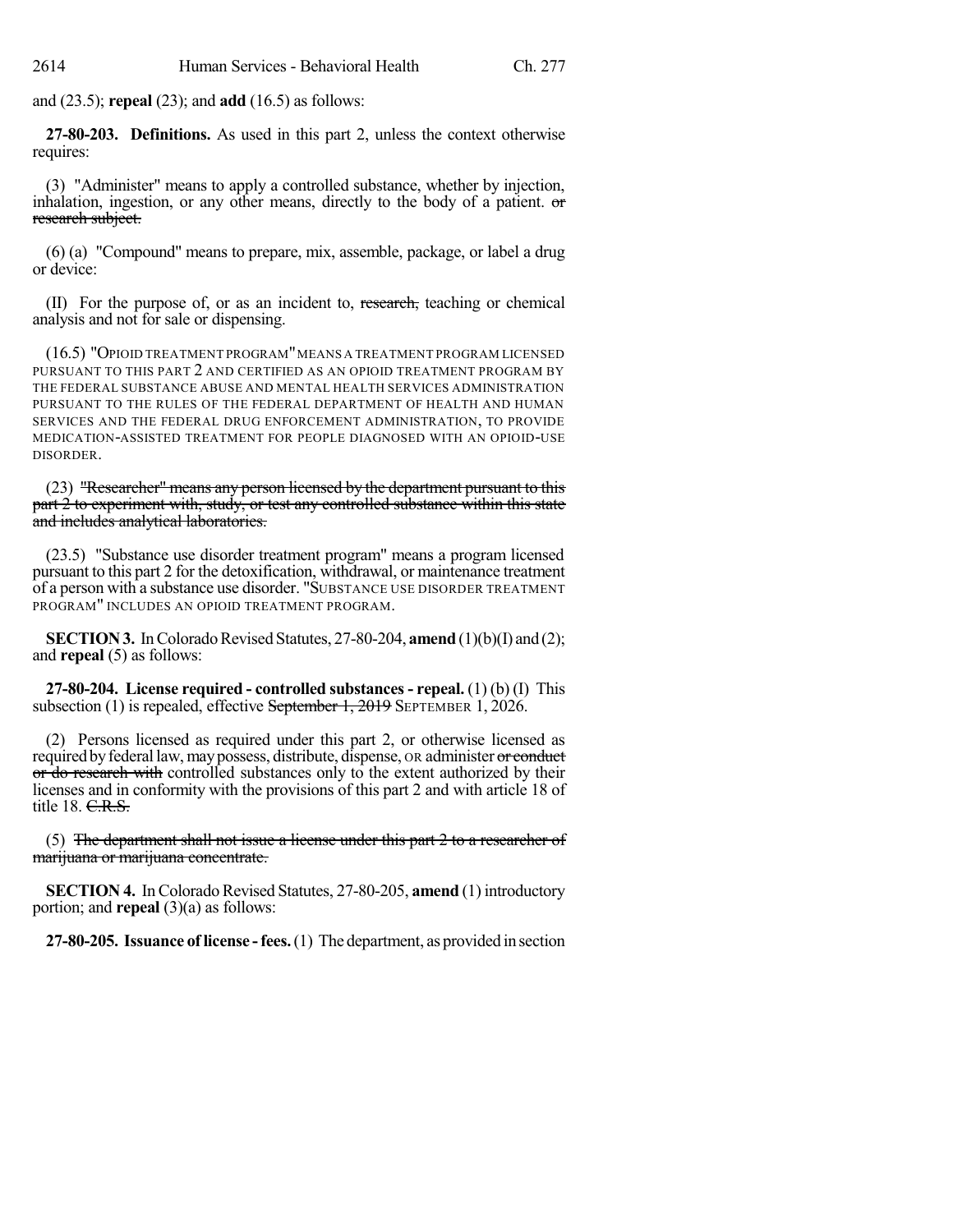and (23.5); **repeal** (23); and **add** (16.5) as follows:

**27-80-203. Definitions.** As used in this part 2, unless the context otherwise requires:

(3) "Administer" means to apply a controlled substance, whether by injection, inhalation, ingestion, or any other means, directly to the body of a patient. ~~or research subject.~~

(6) (a) "Compound" means to prepare, mix, assemble, package, or label a drug or device:

(II) For the purpose of, or as an incident to, ~~research,~~ teaching or chemical analysis and not for sale or dispensing.

(16.5) "OPIOID TREATMENT PROGRAM" MEANS A TREATMENT PROGRAM LICENSED PURSUANT TO THIS PART 2 AND CERTIFIED AS AN OPIOID TREATMENT PROGRAM BY THE FEDERAL SUBSTANCE ABUSE AND MENTAL HEALTH SERVICES ADMINISTRATION PURSUANT TO THE RULES OF THE FEDERAL DEPARTMENT OF HEALTH AND HUMAN SERVICES AND THE FEDERAL DRUG ENFORCEMENT ADMINISTRATION, TO PROVIDE MEDICATION-ASSISTED TREATMENT FOR PEOPLE DIAGNOSED WITH AN OPIOID-USE DISORDER.

(23) ~~"Researcher" means any person licensed by the department pursuant to this part 2 to experiment with, study, or test any controlled substance within this state and includes analytical laboratories.~~

(23.5) "Substance use disorder treatment program" means a program licensed pursuant to this part 2 for the detoxification, withdrawal, or maintenance treatment of a person with a substance use disorder. "SUBSTANCE USE DISORDER TREATMENT PROGRAM" INCLUDES AN OPIOID TREATMENT PROGRAM.

**SECTION 3.** In Colorado Revised Statutes, 27-80-204, **amend** (1)(b)(I) and (2); and **repeal** (5) as follows:

**27-80-204. License required - controlled substances - repeal.** (1) (b) (I) This subsection (1) is repealed, effective ~~September 1, 2019~~ SEPTEMBER 1, 2026.

(2) Persons licensed as required under this part 2, or otherwise licensed as required by federal law, may possess, distribute, dispense, OR administer ~~or conduct or do research with~~ controlled substances only to the extent authorized by their licenses and in conformity with the provisions of this part 2 and with article 18 of title 18. ~~C.R.S.~~

(5) ~~The department shall not issue a license under this part 2 to a researcher of marijuana or marijuana concentrate.~~

**SECTION 4.** In Colorado Revised Statutes, 27-80-205, **amend** (1) introductory portion; and **repeal** (3)(a) as follows:

**27-80-205. Issuance of license - fees.** (1) The department, as provided in section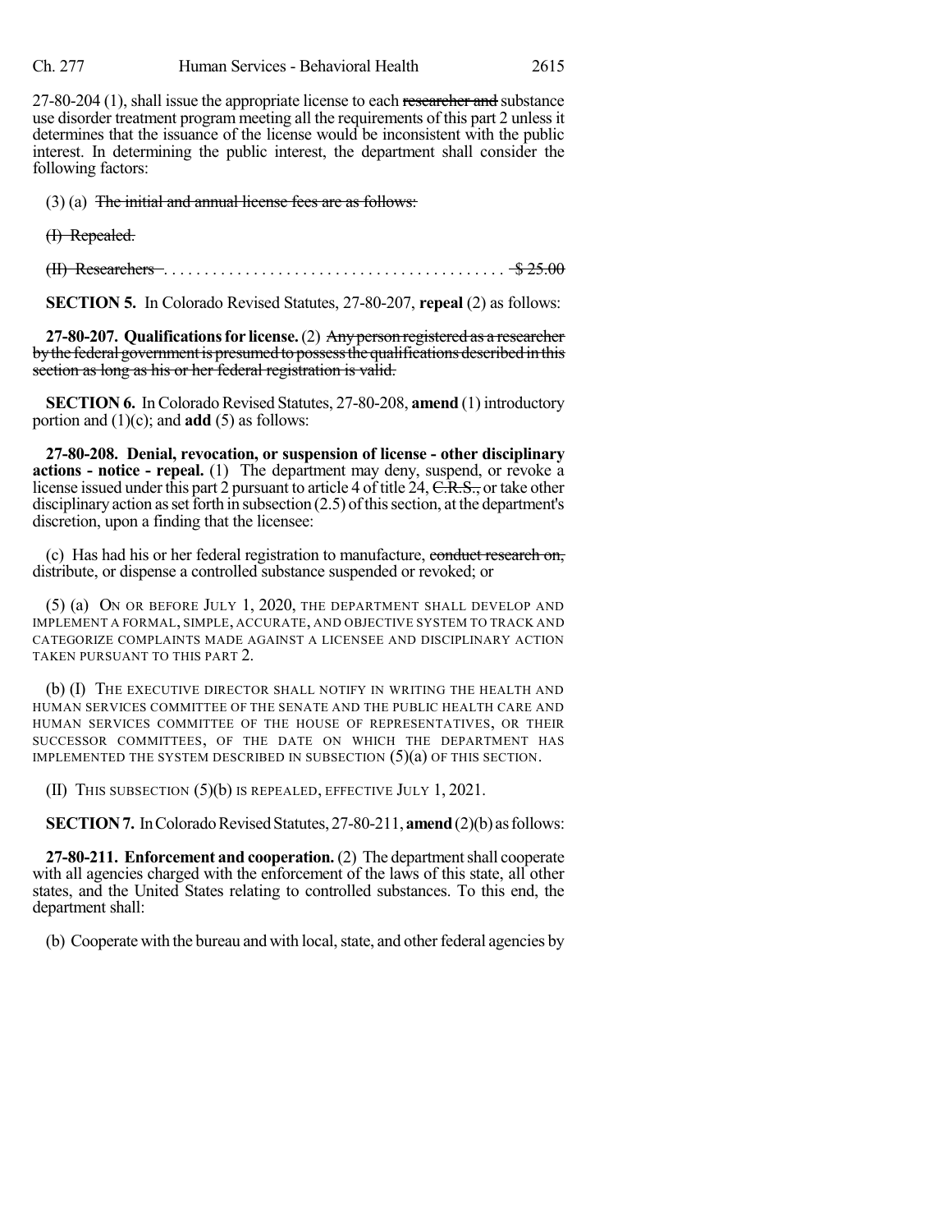27-80-204 (1), shall issue the appropriate license to each ~~researcher and~~ substance use disorder treatment program meeting all the requirements of this part 2 unless it determines that the issuance of the license would be inconsistent with the public interest. In determining the public interest, the department shall consider the following factors:

(3) (a) ~~The initial and annual license fees are as follows:~~

~~(I) Repealed.~~

~~(II) Researchers . . . . . . . . . . . . . . . . . . . . . . . . . . . . . . . . . . . . . . . . . $ 25.00~~

**SECTION 5.** In Colorado Revised Statutes, 27-80-207, **repeal** (2) as follows:

**27-80-207. Qualifications for license.** (2) ~~Any person registered as a researcher by the federal government is presumed to possess the qualifications described in this section as long as his or her federal registration is valid.~~

**SECTION 6.** In Colorado Revised Statutes, 27-80-208, **amend** (1) introductory portion and (1)(c); and **add** (5) as follows:

**27-80-208. Denial, revocation, or suspension of license - other disciplinary actions - notice - repeal.** (1) The department may deny, suspend, or revoke a license issued under this part 2 pursuant to article 4 of title 24, ~~C.R.S.,~~ or take other disciplinary action as set forth in subsection (2.5) of this section, at the department's discretion, upon a finding that the licensee:

(c) Has had his or her federal registration to manufacture, ~~conduct research on,~~ distribute, or dispense a controlled substance suspended or revoked; or

(5) (a) ON OR BEFORE JULY 1, 2020, THE DEPARTMENT SHALL DEVELOP AND IMPLEMENT A FORMAL, SIMPLE, ACCURATE, AND OBJECTIVE SYSTEM TO TRACK AND CATEGORIZE COMPLAINTS MADE AGAINST A LICENSEE AND DISCIPLINARY ACTION TAKEN PURSUANT TO THIS PART 2.

(b) (I) THE EXECUTIVE DIRECTOR SHALL NOTIFY IN WRITING THE HEALTH AND HUMAN SERVICES COMMITTEE OF THE SENATE AND THE PUBLIC HEALTH CARE AND HUMAN SERVICES COMMITTEE OF THE HOUSE OF REPRESENTATIVES, OR THEIR SUCCESSOR COMMITTEES, OF THE DATE ON WHICH THE DEPARTMENT HAS IMPLEMENTED THE SYSTEM DESCRIBED IN SUBSECTION (5)(a) OF THIS SECTION.

(II) THIS SUBSECTION (5)(b) IS REPEALED, EFFECTIVE JULY 1, 2021.

**SECTION 7.** In Colorado Revised Statutes, 27-80-211, **amend** (2)(b) as follows:

**27-80-211. Enforcement and cooperation.** (2) The department shall cooperate with all agencies charged with the enforcement of the laws of this state, all other states, and the United States relating to controlled substances. To this end, the department shall:

(b) Cooperate with the bureau and with local, state, and other federal agencies by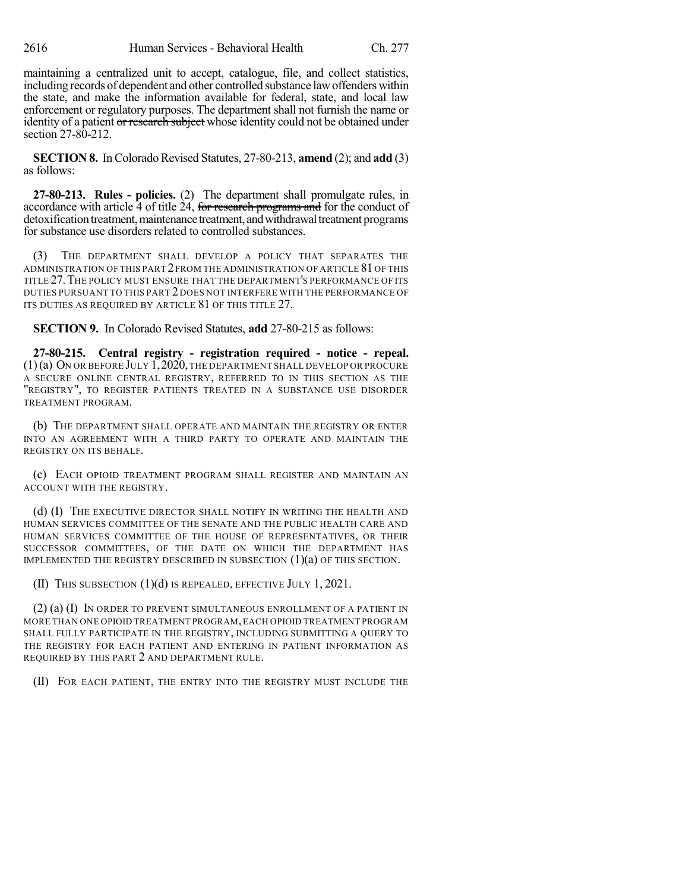maintaining a centralized unit to accept, catalogue, file, and collect statistics, including records of dependent and other controlled substance law offenders within the state, and make the information available for federal, state, and local law enforcement or regulatory purposes. The department shall not furnish the name or identity of a patient ~~or research subject~~ whose identity could not be obtained under section 27-80-212.

**SECTION 8.** In Colorado Revised Statutes, 27-80-213, **amend** (2); and **add** (3) as follows:

**27-80-213. Rules - policies.** (2) The department shall promulgate rules, in accordance with article 4 of title 24, ~~for research programs and~~ for the conduct of detoxification treatment, maintenance treatment, and withdrawal treatment programs for substance use disorders related to controlled substances.

(3) THE DEPARTMENT SHALL DEVELOP A POLICY THAT SEPARATES THE ADMINISTRATION OF THIS PART 2 FROM THE ADMINISTRATION OF ARTICLE 81 OF THIS TITLE 27. THE POLICY MUST ENSURE THAT THE DEPARTMENT'S PERFORMANCE OF ITS DUTIES PURSUANT TO THIS PART 2 DOES NOT INTERFERE WITH THE PERFORMANCE OF ITS DUTIES AS REQUIRED BY ARTICLE 81 OF THIS TITLE 27.

**SECTION 9.** In Colorado Revised Statutes, **add** 27-80-215 as follows:

**27-80-215. Central registry - registration required - notice - repeal.** (1) (a) ON OR BEFORE JULY 1, 2020, THE DEPARTMENT SHALL DEVELOP OR PROCURE A SECURE ONLINE CENTRAL REGISTRY, REFERRED TO IN THIS SECTION AS THE "REGISTRY", TO REGISTER PATIENTS TREATED IN A SUBSTANCE USE DISORDER TREATMENT PROGRAM.

(b) THE DEPARTMENT SHALL OPERATE AND MAINTAIN THE REGISTRY OR ENTER INTO AN AGREEMENT WITH A THIRD PARTY TO OPERATE AND MAINTAIN THE REGISTRY ON ITS BEHALF.

(c) EACH OPIOID TREATMENT PROGRAM SHALL REGISTER AND MAINTAIN AN ACCOUNT WITH THE REGISTRY.

(d) (I) THE EXECUTIVE DIRECTOR SHALL NOTIFY IN WRITING THE HEALTH AND HUMAN SERVICES COMMITTEE OF THE SENATE AND THE PUBLIC HEALTH CARE AND HUMAN SERVICES COMMITTEE OF THE HOUSE OF REPRESENTATIVES, OR THEIR SUCCESSOR COMMITTEES, OF THE DATE ON WHICH THE DEPARTMENT HAS IMPLEMENTED THE REGISTRY DESCRIBED IN SUBSECTION (1)(a) OF THIS SECTION.

(II) THIS SUBSECTION (1)(d) IS REPEALED, EFFECTIVE JULY 1, 2021.

(2) (a) (I) IN ORDER TO PREVENT SIMULTANEOUS ENROLLMENT OF A PATIENT IN MORE THAN ONE OPIOID TREATMENT PROGRAM, EACH OPIOID TREATMENT PROGRAM SHALL FULLY PARTICIPATE IN THE REGISTRY, INCLUDING SUBMITTING A QUERY TO THE REGISTRY FOR EACH PATIENT AND ENTERING IN PATIENT INFORMATION AS REQUIRED BY THIS PART 2 AND DEPARTMENT RULE.

(II) FOR EACH PATIENT, THE ENTRY INTO THE REGISTRY MUST INCLUDE THE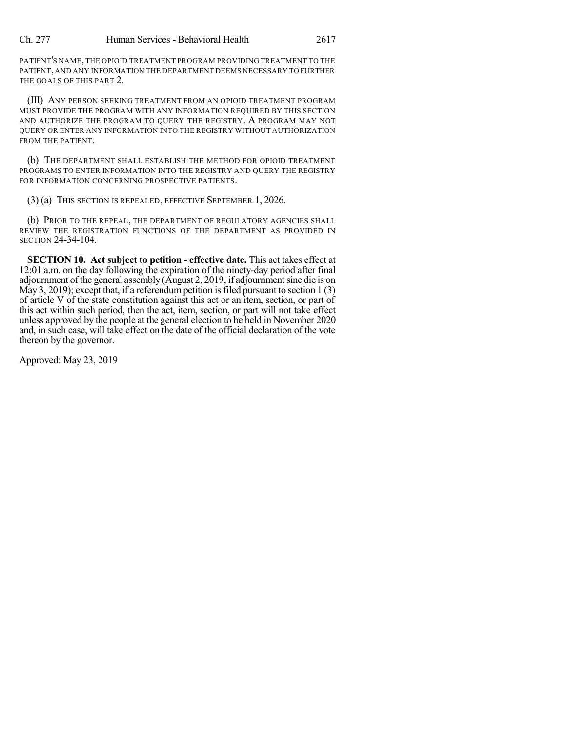PATIENT'S NAME, THE OPIOID TREATMENT PROGRAM PROVIDING TREATMENT TO THE PATIENT, AND ANY INFORMATION THE DEPARTMENT DEEMS NECESSARY TO FURTHER THE GOALS OF THIS PART 2.

(III) ANY PERSON SEEKING TREATMENT FROM AN OPIOID TREATMENT PROGRAM MUST PROVIDE THE PROGRAM WITH ANY INFORMATION REQUIRED BY THIS SECTION AND AUTHORIZE THE PROGRAM TO QUERY THE REGISTRY. A PROGRAM MAY NOT QUERY OR ENTER ANY INFORMATION INTO THE REGISTRY WITHOUT AUTHORIZATION FROM THE PATIENT.

(b) THE DEPARTMENT SHALL ESTABLISH THE METHOD FOR OPIOID TREATMENT PROGRAMS TO ENTER INFORMATION INTO THE REGISTRY AND QUERY THE REGISTRY FOR INFORMATION CONCERNING PROSPECTIVE PATIENTS.

(3) (a) THIS SECTION IS REPEALED, EFFECTIVE SEPTEMBER 1, 2026.

(b) PRIOR TO THE REPEAL, THE DEPARTMENT OF REGULATORY AGENCIES SHALL REVIEW THE REGISTRATION FUNCTIONS OF THE DEPARTMENT AS PROVIDED IN SECTION 24-34-104.

**SECTION 10. Act subject to petition - effective date.** This act takes effect at 12:01 a.m. on the day following the expiration of the ninety-day period after final adjournment of the general assembly (August 2, 2019, if adjournment sine die is on May 3, 2019); except that, if a referendum petition is filed pursuant to section 1 (3) of article V of the state constitution against this act or an item, section, or part of this act within such period, then the act, item, section, or part will not take effect unless approved by the people at the general election to be held in November 2020 and, in such case, will take effect on the date of the official declaration of the vote thereon by the governor.

Approved: May 23, 2019